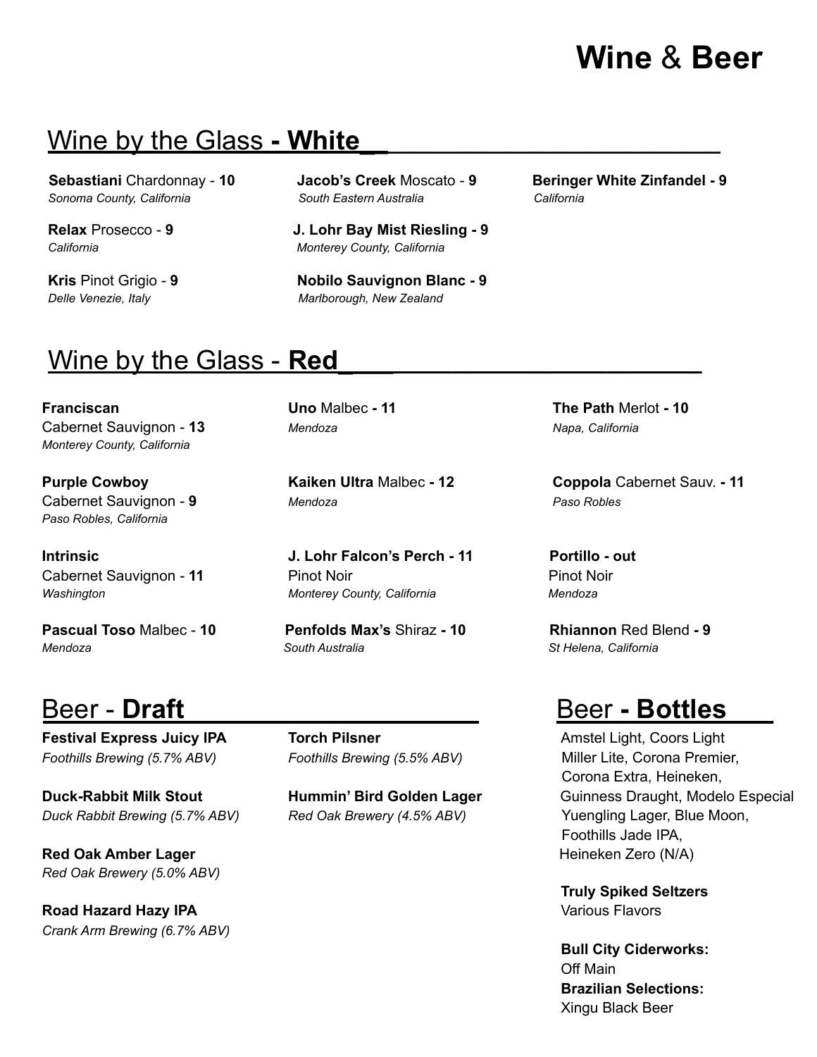# **Wine** & **Beer**

## Wine by the Glass - **White**

**Sebastiani** Chardonnay - **10**
*Sonoma County, California*

**Relax** Prosecco - **9**
*California*

**Kris** Pinot Grigio - **9**
*Delle Venezie, Italy*

**Jacob's Creek** Moscato - **9**
*South Eastern Australia*

**J. Lohr Bay Mist Riesling - 9**
*Monterey County, California*

**Nobilo Sauvignon Blanc - 9**
*Marlborough, New Zealand*

**Beringer White Zinfandel - 9**
*California*

## Wine by the Glass - **Red**

**Franciscan**
Cabernet Sauvignon - **13**
*Monterey County, California*

**Purple Cowboy**
Cabernet Sauvignon - **9**
*Paso Robles, California*

**Intrinsic**
Cabernet Sauvignon - **11**
*Washington*

**Pascual Toso** Malbec - **10**
*Mendoza*

**Uno** Malbec **- 11**
*Mendoza*

**Kaiken Ultra** Malbec **- 12**
*Mendoza*

**J. Lohr Falcon's Perch - 11**
Pinot Noir
*Monterey County, California*

**Penfolds Max's** Shiraz **- 10**
*South Australia*

**The Path** Merlot **- 10**
*Napa, California*

**Coppola** Cabernet Sauv. **- 11**
*Paso Robles*

**Portillo - out**
Pinot Noir
*Mendoza*

**Rhiannon** Red Blend **- 9**
*St Helena, California*

## Beer - **Draft**

**Festival Express Juicy IPA**
*Foothills Brewing (5.7% ABV)*

**Duck-Rabbit Milk Stout**
*Duck Rabbit Brewing (5.7% ABV)*

**Red Oak Amber Lager**
*Red Oak Brewery (5.0% ABV)*

**Road Hazard Hazy IPA**
*Crank Arm Brewing (6.7% ABV)*

**Torch Pilsner**
*Foothills Brewing (5.5% ABV)*

**Hummin' Bird Golden Lager**
*Red Oak Brewery (4.5% ABV)*

## Beer **- Bottles**

Amstel Light, Coors Light
Miller Lite, Corona Premier,
Corona Extra, Heineken,
Guinness Draught, Modelo Especial
Yuengling Lager, Blue Moon,
Foothills Jade IPA,
Heineken Zero (N/A)

**Truly Spiked Seltzers**
Various Flavors

**Bull City Ciderworks:**
Off Main
**Brazilian Selections:**
Xingu Black Beer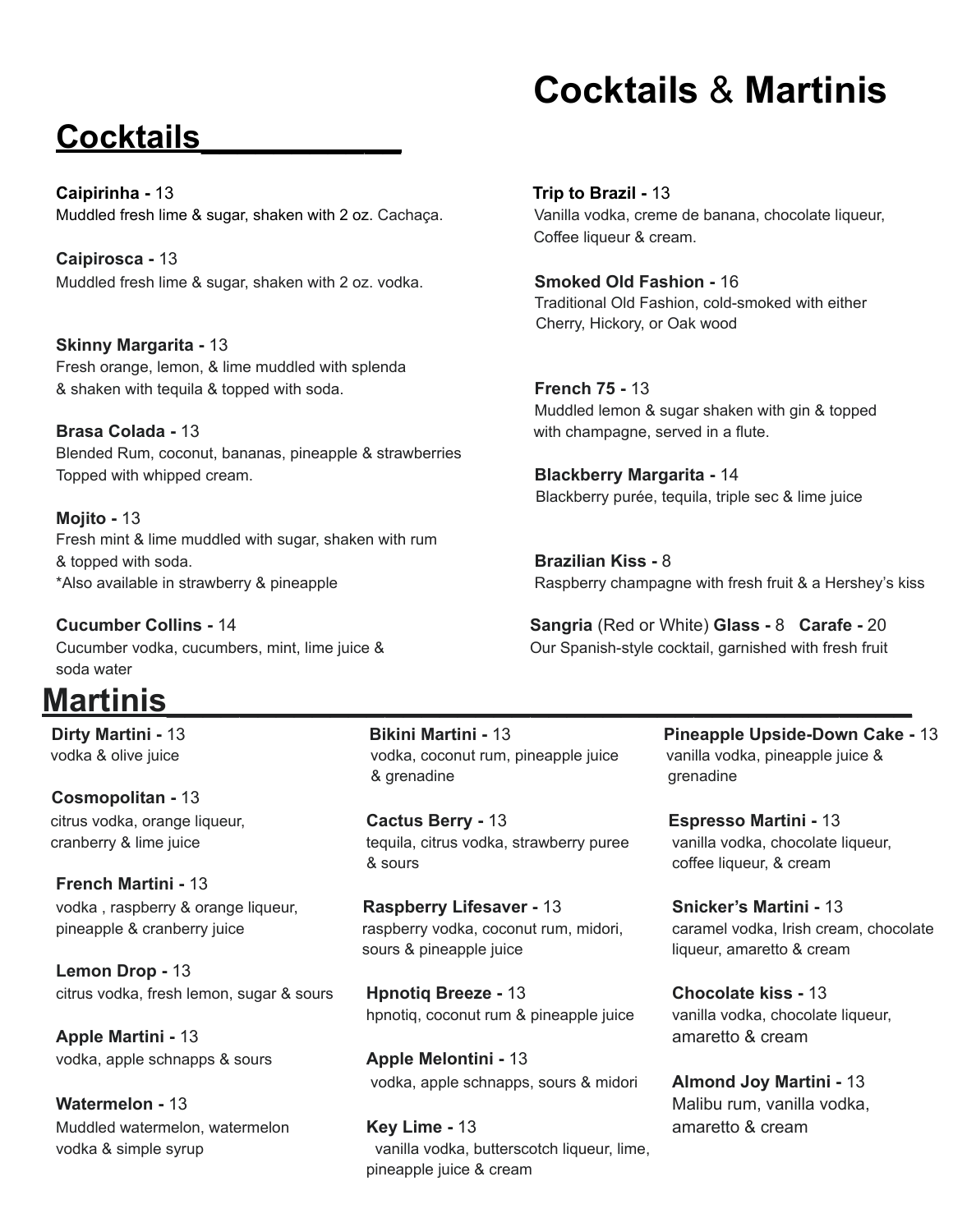# Cocktails & Martinis

## Cocktails

**Caipirinha -** 13
Muddled fresh lime & sugar, shaken with 2 oz. Cachaça.

**Caipirosca -** 13
Muddled fresh lime & sugar, shaken with 2 oz. vodka.

**Skinny Margarita -** 13
Fresh orange, lemon, & lime muddled with splenda & shaken with tequila & topped with soda.

**Brasa Colada -** 13
Blended Rum, coconut, bananas, pineapple & strawberries Topped with whipped cream.

**Mojito -** 13
Fresh mint & lime muddled with sugar, shaken with rum & topped with soda.
*Also available in strawberry & pineapple

**Cucumber Collins -** 14
Cucumber vodka, cucumbers, mint, lime juice & soda water

**Trip to Brazil -** 13
Vanilla vodka, creme de banana, chocolate liqueur, Coffee liqueur & cream.

**Smoked Old Fashion -** 16
Traditional Old Fashion, cold-smoked with either Cherry, Hickory, or Oak wood

**French 75 -** 13
Muddled lemon & sugar shaken with gin & topped with champagne, served in a flute.

**Blackberry Margarita -** 14
Blackberry purée, tequila, triple sec & lime juice

**Brazilian Kiss -** 8
Raspberry champagne with fresh fruit & a Hershey's kiss

**Sangria** (Red or White) **Glass -** 8 **Carafe -** 20
Our Spanish-style cocktail, garnished with fresh fruit

## Martinis

**Dirty Martini -** 13
vodka & olive juice

**Cosmopolitan -** 13
citrus vodka, orange liqueur, cranberry & lime juice

**French Martini -** 13
vodka , raspberry & orange liqueur, pineapple & cranberry juice

**Lemon Drop -** 13
citrus vodka, fresh lemon, sugar & sours

**Apple Martini -** 13
vodka, apple schnapps & sours

**Watermelon -** 13
Muddled watermelon, watermelon vodka & simple syrup

**Bikini Martini -** 13
vodka, coconut rum, pineapple juice & grenadine

**Cactus Berry -** 13
tequila, citrus vodka, strawberry puree & sours

**Raspberry Lifesaver -** 13
raspberry vodka, coconut rum, midori, sours & pineapple juice

**Hpnotiq Breeze -** 13
hpnotiq, coconut rum & pineapple juice

**Apple Melontini -** 13
vodka, apple schnapps, sours & midori

**Key Lime -** 13
vanilla vodka, butterscotch liqueur, lime, pineapple juice & cream

**Pineapple Upside-Down Cake -** 13
vanilla vodka, pineapple juice & grenadine

**Espresso Martini -** 13
vanilla vodka, chocolate liqueur, coffee liqueur, & cream

**Snicker's Martini -** 13
caramel vodka, Irish cream, chocolate liqueur, amaretto & cream

**Chocolate kiss -** 13
vanilla vodka, chocolate liqueur, amaretto & cream

**Almond Joy Martini -** 13
Malibu rum, vanilla vodka, amaretto & cream